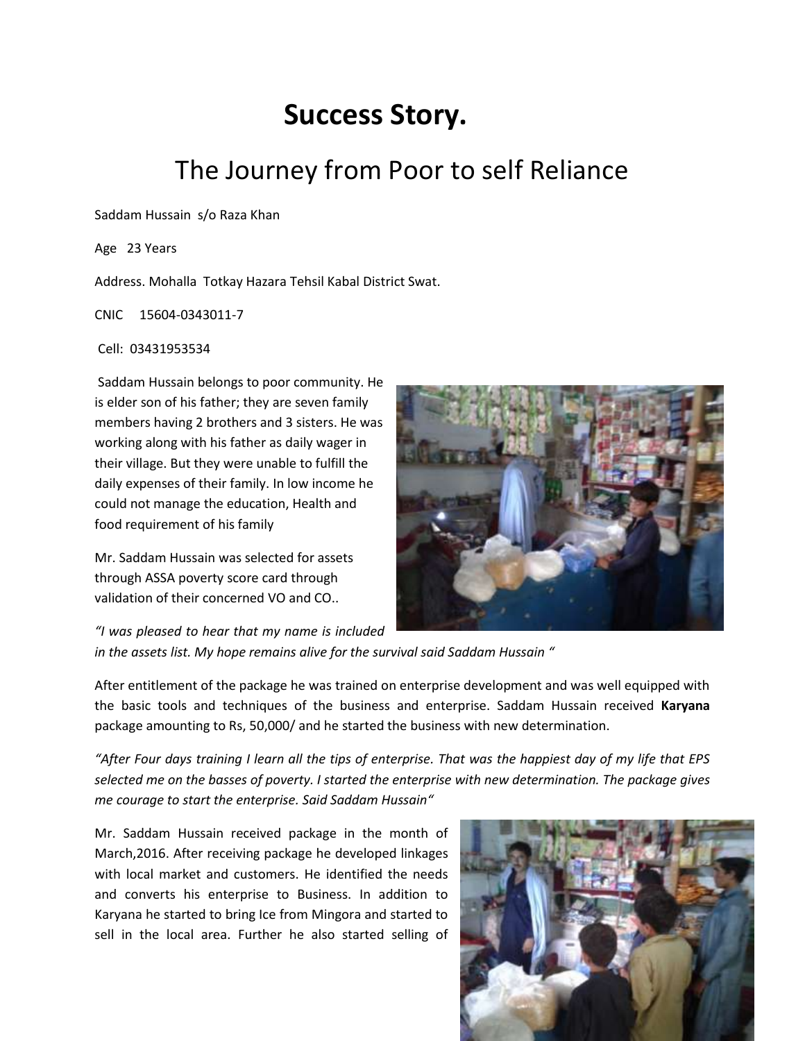# Success Story.

## The Journey from Poor to self Reliance

Saddam Hussain s/o Raza Khan

Age 23 Years

Address. Mohalla Totkay Hazara Tehsil Kabal District Swat.

CNIC 15604-0343011-7

Cell: 03431953534

Saddam Hussain belongs to poor community. He is elder son of his father; they are seven family members having 2 brothers and 3 sisters. He was working along with his father as daily wager in their village. But they were unable to fulfill the daily expenses of their family. In low income he could not manage the education, Health and food requirement of his family

Mr. Saddam Hussain was selected for assets through ASSA poverty score card through validation of their concerned VO and CO..

*"I was pleased to hear that my name is included in the assets list. My hope remains alive for the survival said Saddam Hussain "*

After entitlement of the package he was trained on enterprise development and was well equipped with the basic tools and techniques of the business and enterprise. Saddam Hussain received **Karyana** package amounting to Rs, 50,000/ and he started the business with new determination.

*"After Four days training I learn all the tips of enterprise. That was the happiest day of my life that EPS selected me on the basses of poverty. I started the enterprise with new determination. The package gives me courage to start the enterprise. Said Saddam Hussain"*

Mr. Saddam Hussain received package in the month of March,2016. After receiving package he developed linkages with local market and customers. He identified the needs and converts his enterprise to Business. In addition to Karyana he started to bring Ice from Mingora and started to sell in the local area. Further he also started selling of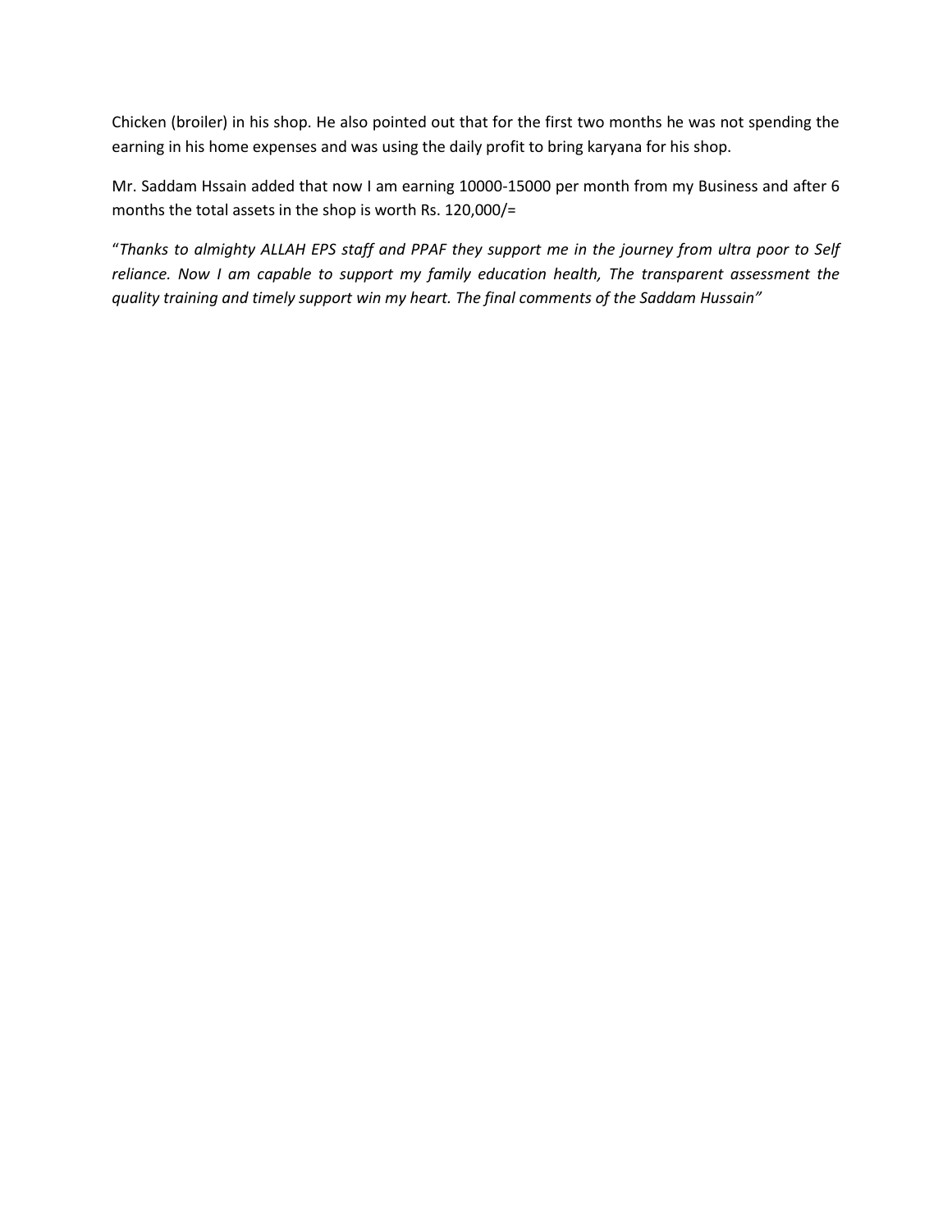Chicken (broiler) in his shop. He also pointed out that for the first two months he was not spending the earning in his home expenses and was using the daily profit to bring karyana for his shop.

Mr. Saddam Hssain added that now I am earning 10000-15000 per month from my Business and after 6 months the total assets in the shop is worth Rs. 120,000/=

"*Thanks to almighty ALLAH EPS staff and PPAF they support me in the journey from ultra poor to Self reliance. Now I am capable to support my family education health, The transparent assessment the quality training and timely support win my heart. The final comments of the Saddam Hussain"*